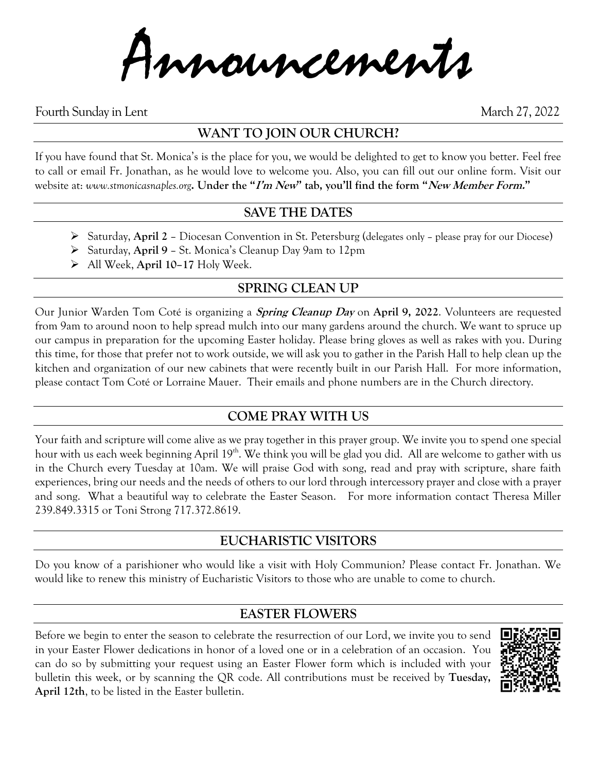# Announcements

Fourth Sunday in Lent March 27, 2022

## WANT TO JOIN OUR CHURCH?

If you have found that St. Monica's is the place for you, we would be delighted to get to know you better. Feel free to call or email Fr. Jonathan, as he would love to welcome you. Also, you can fill out our online form. Visit our website at: *www.stmonicasnaples.org*. **Under the "*I'm New*" tab, you'll find the form "*New Member Form.*"**

## SAVE THE DATES

- Saturday, **April 2** – Diocesan Convention in St. Petersburg (delegates only – please pray for our Diocese)
- Saturday, **April 9** – St. Monica's Cleanup Day 9am to 12pm
- All Week, **April 10–17** Holy Week.

## SPRING CLEAN UP

Our Junior Warden Tom Coté is organizing a ***Spring Cleanup Day*** on **April 9, 2022**. Volunteers are requested from 9am to around noon to help spread mulch into our many gardens around the church. We want to spruce up our campus in preparation for the upcoming Easter holiday. Please bring gloves as well as rakes with you. During this time, for those that prefer not to work outside, we will ask you to gather in the Parish Hall to help clean up the kitchen and organization of our new cabinets that were recently built in our Parish Hall. For more information, please contact Tom Coté or Lorraine Mauer. Their emails and phone numbers are in the Church directory.

## COME PRAY WITH US

Your faith and scripture will come alive as we pray together in this prayer group. We invite you to spend one special hour with us each week beginning April 19th. We think you will be glad you did. All are welcome to gather with us in the Church every Tuesday at 10am. We will praise God with song, read and pray with scripture, share faith experiences, bring our needs and the needs of others to our lord through intercessory prayer and close with a prayer and song. What a beautiful way to celebrate the Easter Season. For more information contact Theresa Miller 239.849.3315 or Toni Strong 717.372.8619.

## EUCHARISTIC VISITORS

Do you know of a parishioner who would like a visit with Holy Communion? Please contact Fr. Jonathan. We would like to renew this ministry of Eucharistic Visitors to those who are unable to come to church.

## EASTER FLOWERS

Before we begin to enter the season to celebrate the resurrection of our Lord, we invite you to send in your Easter Flower dedications in honor of a loved one or in a celebration of an occasion. You can do so by submitting your request using an Easter Flower form which is included with your bulletin this week, or by scanning the QR code. All contributions must be received by **Tuesday, April 12th**, to be listed in the Easter bulletin.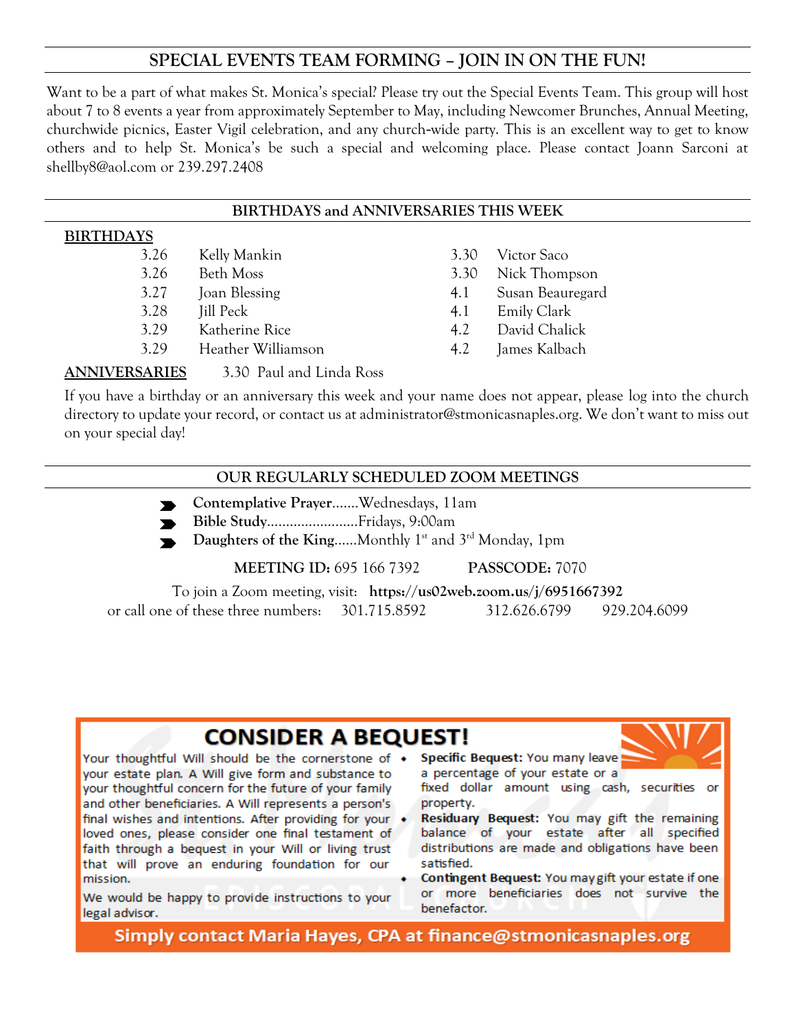## SPECIAL EVENTS TEAM FORMING – JOIN IN ON THE FUN!

Want to be a part of what makes St. Monica's special? Please try out the Special Events Team. This group will host about 7 to 8 events a year from approximately September to May, including Newcomer Brunches, Annual Meeting, churchwide picnics, Easter Vigil celebration, and any church-wide party. This is an excellent way to get to know others and to help St. Monica's be such a special and welcoming place. Please contact Joann Sarconi at shellby8@aol.com or 239.297.2408

## BIRTHDAYS and ANNIVERSARIES THIS WEEK

**BIRTHDAYS**

| | | | |
|---|---|---|---|
| 3.26 | Kelly Mankin | 3.30 | Victor Saco |
| 3.26 | Beth Moss | 3.30 | Nick Thompson |
| 3.27 | Joan Blessing | 4.1 | Susan Beauregard |
| 3.28 | Jill Peck | 4.1 | Emily Clark |
| 3.29 | Katherine Rice | 4.2 | David Chalick |
| 3.29 | Heather Williamson | 4.2 | James Kalbach |

**ANNIVERSARIES** 3.30 Paul and Linda Ross

If you have a birthday or an anniversary this week and your name does not appear, please log into the church directory to update your record, or contact us at administrator@stmonicasnaples.org. We don't want to miss out on your special day!

## OUR REGULARLY SCHEDULED ZOOM MEETINGS

- **Contemplative Prayer**.......Wednesdays, 11am
- **Bible Study**........................Fridays, 9:00am
- **Daughters of the King**......Monthly 1st and 3rd Monday, 1pm

**MEETING ID:** 695 166 7392 **PASSCODE:** 7070

To join a Zoom meeting, visit: **https://us02web.zoom.us/j/6951667392**
or call one of these three numbers: 301.715.8592 312.626.6799 929.204.6099

## CONSIDER A BEQUEST!

Your thoughtful Will should be the cornerstone of your estate plan. A Will give form and substance to your thoughtful concern for the future of your family and other beneficiaries. A Will represents a person's final wishes and intentions. After providing for your loved ones, please consider one final testament of faith through a bequest in your Will or living trust that will prove an enduring foundation for our mission.

We would be happy to provide instructions to your legal advisor.

- **Specific Bequest:** You many leave a percentage of your estate or a fixed dollar amount using cash, securities or property.
- **Residuary Bequest:** You may gift the remaining balance of your estate after all specified distributions are made and obligations have been satisfied.
- **Contingent Bequest:** You may gift your estate if one or more beneficiaries does not survive the benefactor.

**Simply contact Maria Hayes, CPA at finance@stmonicasnaples.org**